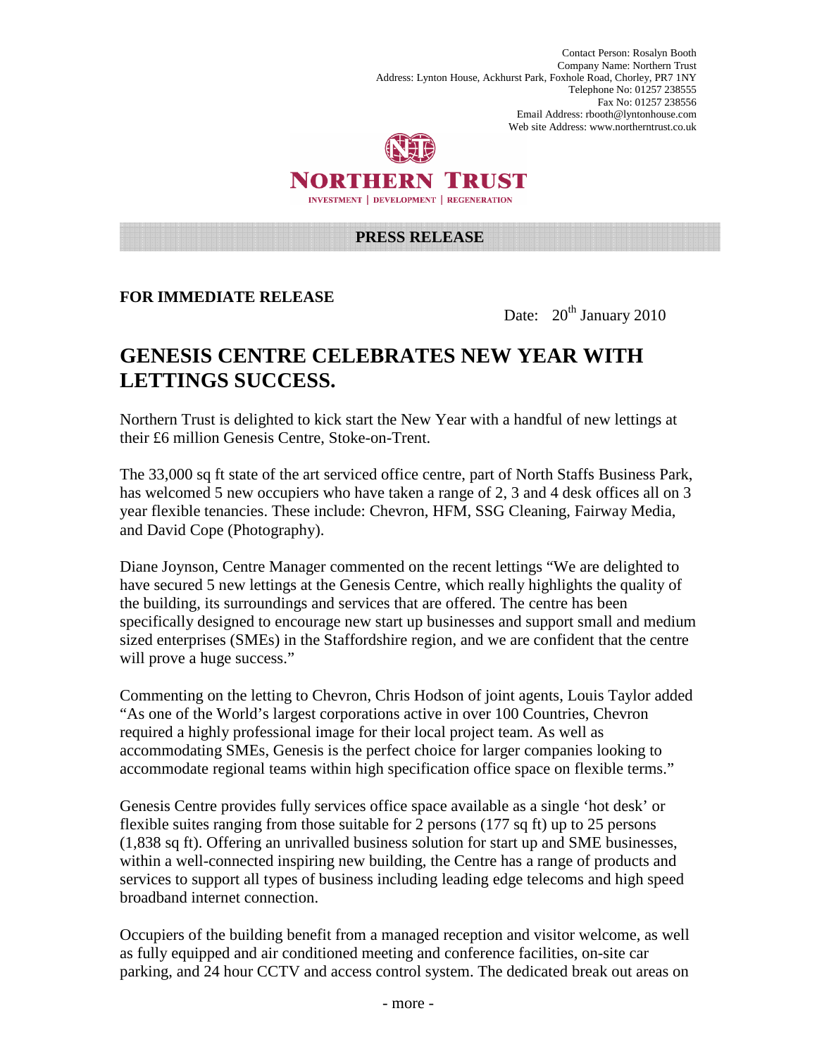Contact Person: Rosalyn Booth
Company Name: Northern Trust
Address: Lynton House, Ackhurst Park, Foxhole Road, Chorley, PR7 1NY
Telephone No: 01257 238555
Fax No: 01257 238556
Email Address: rbooth@lyntonhouse.com
Web site Address: www.northerntrust.co.uk

NORTHERN TRUST
INVESTMENT | DEVELOPMENT | REGENERATION

**PRESS RELEASE**

**FOR IMMEDIATE RELEASE**

Date: 20th January 2010

# GENESIS CENTRE CELEBRATES NEW YEAR WITH LETTINGS SUCCESS.

Northern Trust is delighted to kick start the New Year with a handful of new lettings at their £6 million Genesis Centre, Stoke-on-Trent.

The 33,000 sq ft state of the art serviced office centre, part of North Staffs Business Park, has welcomed 5 new occupiers who have taken a range of 2, 3 and 4 desk offices all on 3 year flexible tenancies. These include: Chevron, HFM, SSG Cleaning, Fairway Media, and David Cope (Photography).

Diane Joynson, Centre Manager commented on the recent lettings "We are delighted to have secured 5 new lettings at the Genesis Centre, which really highlights the quality of the building, its surroundings and services that are offered. The centre has been specifically designed to encourage new start up businesses and support small and medium sized enterprises (SMEs) in the Staffordshire region, and we are confident that the centre will prove a huge success."

Commenting on the letting to Chevron, Chris Hodson of joint agents, Louis Taylor added "As one of the World's largest corporations active in over 100 Countries, Chevron required a highly professional image for their local project team. As well as accommodating SMEs, Genesis is the perfect choice for larger companies looking to accommodate regional teams within high specification office space on flexible terms."

Genesis Centre provides fully services office space available as a single 'hot desk' or flexible suites ranging from those suitable for 2 persons (177 sq ft) up to 25 persons (1,838 sq ft). Offering an unrivalled business solution for start up and SME businesses, within a well-connected inspiring new building, the Centre has a range of products and services to support all types of business including leading edge telecoms and high speed broadband internet connection.

Occupiers of the building benefit from a managed reception and visitor welcome, as well as fully equipped and air conditioned meeting and conference facilities, on-site car parking, and 24 hour CCTV and access control system. The dedicated break out areas on

- more -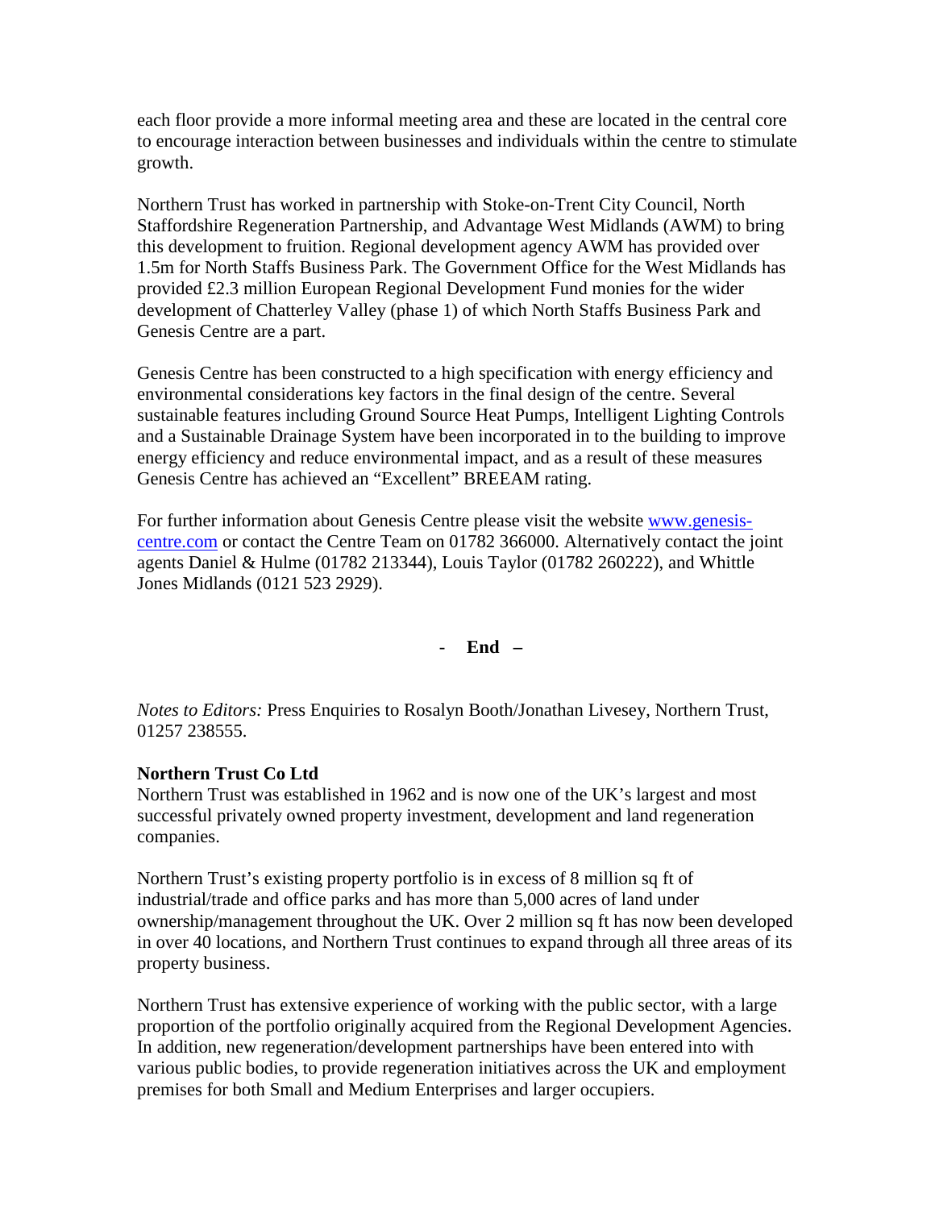each floor provide a more informal meeting area and these are located in the central core to encourage interaction between businesses and individuals within the centre to stimulate growth.

Northern Trust has worked in partnership with Stoke-on-Trent City Council, North Staffordshire Regeneration Partnership, and Advantage West Midlands (AWM) to bring this development to fruition. Regional development agency AWM has provided over 1.5m for North Staffs Business Park. The Government Office for the West Midlands has provided £2.3 million European Regional Development Fund monies for the wider development of Chatterley Valley (phase 1) of which North Staffs Business Park and Genesis Centre are a part.

Genesis Centre has been constructed to a high specification with energy efficiency and environmental considerations key factors in the final design of the centre. Several sustainable features including Ground Source Heat Pumps, Intelligent Lighting Controls and a Sustainable Drainage System have been incorporated in to the building to improve energy efficiency and reduce environmental impact, and as a result of these measures Genesis Centre has achieved an "Excellent" BREEAM rating.

For further information about Genesis Centre please visit the website [www.genesis-centre.com](http://www.genesis-centre.com) or contact the Centre Team on 01782 366000. Alternatively contact the joint agents Daniel & Hulme (01782 213344), Louis Taylor (01782 260222), and Whittle Jones Midlands (0121 523 2929).

- **End –**

*Notes to Editors:* Press Enquiries to Rosalyn Booth/Jonathan Livesey, Northern Trust, 01257 238555.

**Northern Trust Co Ltd**

Northern Trust was established in 1962 and is now one of the UK's largest and most successful privately owned property investment, development and land regeneration companies.

Northern Trust's existing property portfolio is in excess of 8 million sq ft of industrial/trade and office parks and has more than 5,000 acres of land under ownership/management throughout the UK. Over 2 million sq ft has now been developed in over 40 locations, and Northern Trust continues to expand through all three areas of its property business.

Northern Trust has extensive experience of working with the public sector, with a large proportion of the portfolio originally acquired from the Regional Development Agencies. In addition, new regeneration/development partnerships have been entered into with various public bodies, to provide regeneration initiatives across the UK and employment premises for both Small and Medium Enterprises and larger occupiers.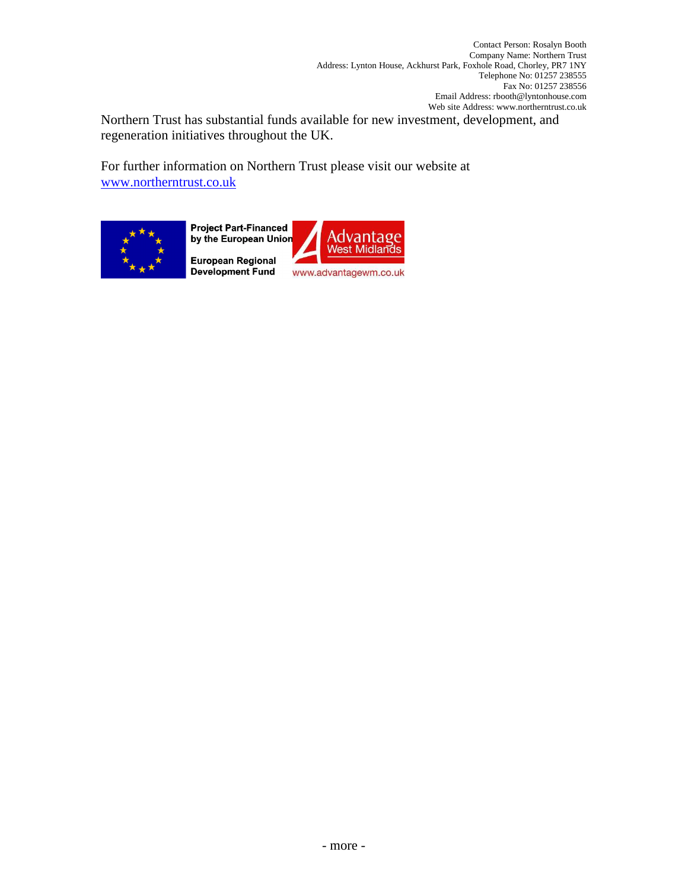Contact Person: Rosalyn Booth
Company Name: Northern Trust
Address: Lynton House, Ackhurst Park, Foxhole Road, Chorley, PR7 1NY
Telephone No: 01257 238555
Fax No: 01257 238556
Email Address: rbooth@lyntonhouse.com
Web site Address: www.northerntrust.co.uk

Northern Trust has substantial funds available for new investment, development, and regeneration initiatives throughout the UK.

For further information on Northern Trust please visit our website at www.northerntrust.co.uk

**Project Part-Financed by the European Union**

**European Regional Development Fund**

Advantage West Midlands

www.advantagewm.co.uk

- more -